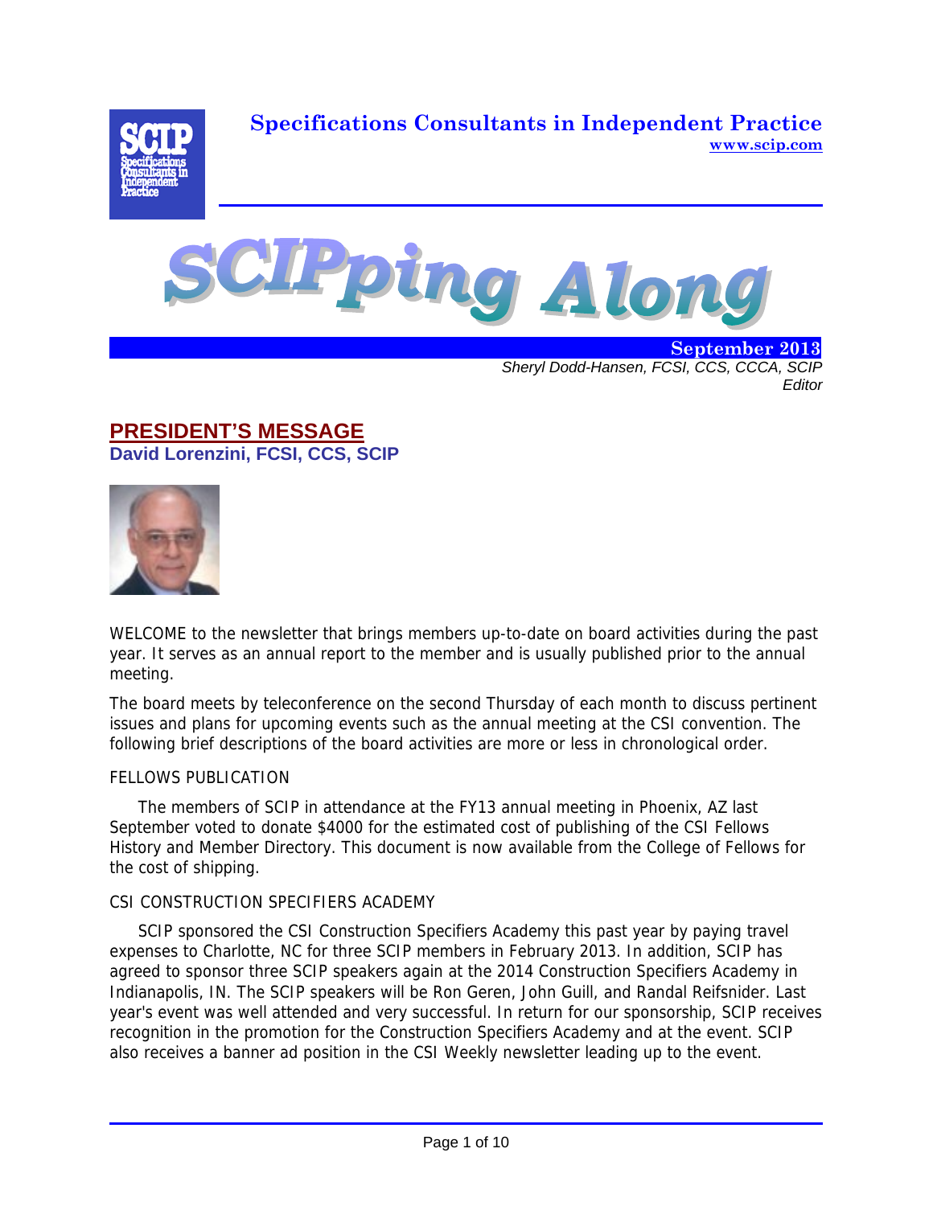# Specifications Consultants in Independent Practice

www.scip.com

# SCIPping Along

**September 2013**

*Sheryl Dodd-Hansen, FCSI, CCS, CCCA, SCIP*
*Editor*

## PRESIDENT'S MESSAGE

### David Lorenzini, FCSI, CCS, SCIP

WELCOME to the newsletter that brings members up-to-date on board activities during the past year. It serves as an annual report to the member and is usually published prior to the annual meeting.

The board meets by teleconference on the second Thursday of each month to discuss pertinent issues and plans for upcoming events such as the annual meeting at the CSI convention. The following brief descriptions of the board activities are more or less in chronological order.

FELLOWS PUBLICATION

The members of SCIP in attendance at the FY13 annual meeting in Phoenix, AZ last September voted to donate $4000 for the estimated cost of publishing of the CSI Fellows History and Member Directory. This document is now available from the College of Fellows for the cost of shipping.

CSI CONSTRUCTION SPECIFIERS ACADEMY

SCIP sponsored the CSI Construction Specifiers Academy this past year by paying travel expenses to Charlotte, NC for three SCIP members in February 2013. In addition, SCIP has agreed to sponsor three SCIP speakers again at the 2014 Construction Specifiers Academy in Indianapolis, IN. The SCIP speakers will be Ron Geren, John Guill, and Randal Reifsnider. Last year's event was well attended and very successful. In return for our sponsorship, SCIP receives recognition in the promotion for the Construction Specifiers Academy and at the event. SCIP also receives a banner ad position in the CSI Weekly newsletter leading up to the event.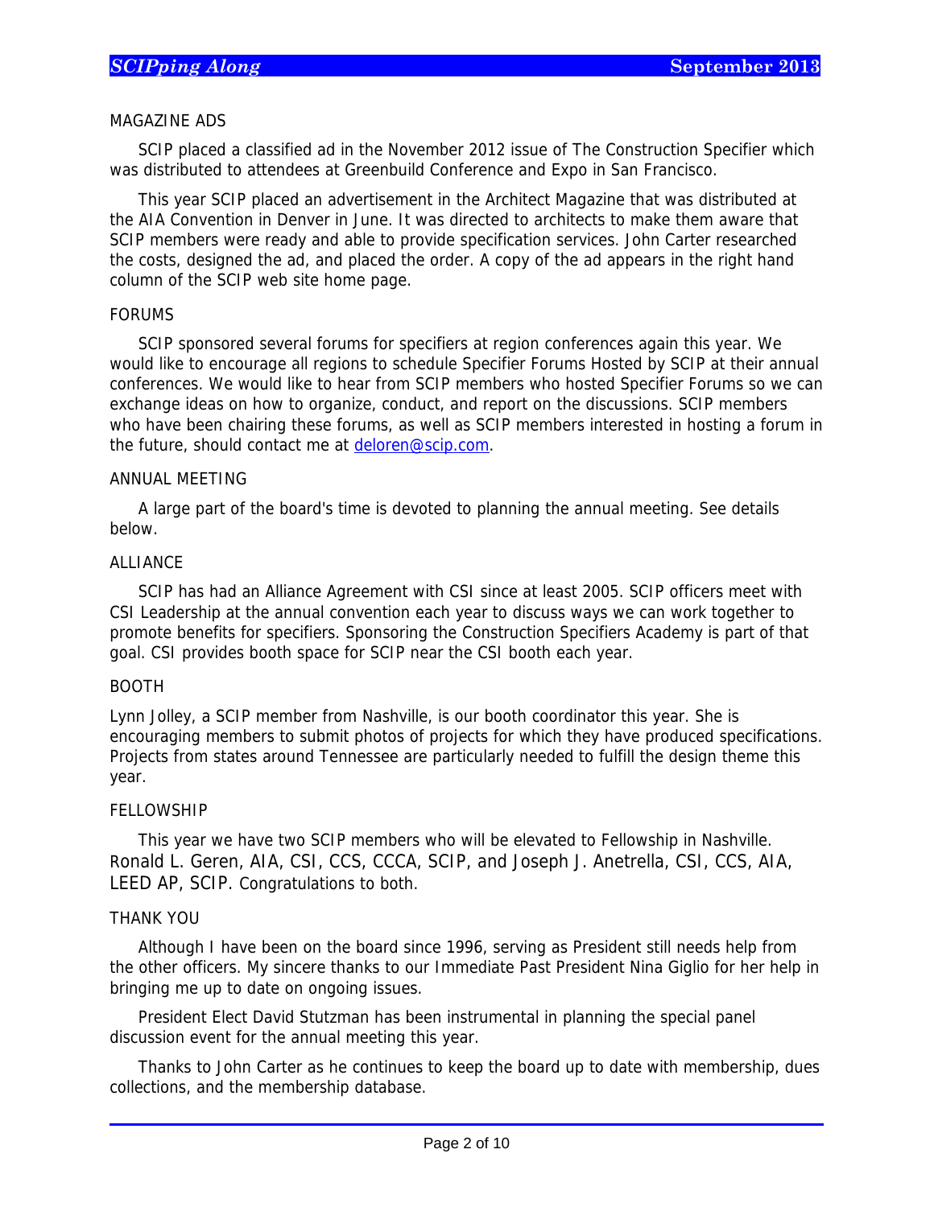## MAGAZINE ADS

SCIP placed a classified ad in the November 2012 issue of The Construction Specifier which was distributed to attendees at Greenbuild Conference and Expo in San Francisco.

This year SCIP placed an advertisement in the Architect Magazine that was distributed at the AIA Convention in Denver in June. It was directed to architects to make them aware that SCIP members were ready and able to provide specification services. John Carter researched the costs, designed the ad, and placed the order. A copy of the ad appears in the right hand column of the SCIP web site home page.

## FORUMS

SCIP sponsored several forums for specifiers at region conferences again this year. We would like to encourage all regions to schedule Specifier Forums Hosted by SCIP at their annual conferences. We would like to hear from SCIP members who hosted Specifier Forums so we can exchange ideas on how to organize, conduct, and report on the discussions. SCIP members who have been chairing these forums, as well as SCIP members interested in hosting a forum in the future, should contact me at deloren@scip.com.

## ANNUAL MEETING

A large part of the board's time is devoted to planning the annual meeting. See details below.

## ALLIANCE

SCIP has had an Alliance Agreement with CSI since at least 2005. SCIP officers meet with CSI Leadership at the annual convention each year to discuss ways we can work together to promote benefits for specifiers. Sponsoring the Construction Specifiers Academy is part of that goal. CSI provides booth space for SCIP near the CSI booth each year.

## BOOTH

Lynn Jolley, a SCIP member from Nashville, is our booth coordinator this year. She is encouraging members to submit photos of projects for which they have produced specifications. Projects from states around Tennessee are particularly needed to fulfill the design theme this year.

## FELLOWSHIP

This year we have two SCIP members who will be elevated to Fellowship in Nashville. Ronald L. Geren, AIA, CSI, CCS, CCCA, SCIP, and Joseph J. Anetrella, CSI, CCS, AIA, LEED AP, SCIP. Congratulations to both.

## THANK YOU

Although I have been on the board since 1996, serving as President still needs help from the other officers. My sincere thanks to our Immediate Past President Nina Giglio for her help in bringing me up to date on ongoing issues.

President Elect David Stutzman has been instrumental in planning the special panel discussion event for the annual meeting this year.

Thanks to John Carter as he continues to keep the board up to date with membership, dues collections, and the membership database.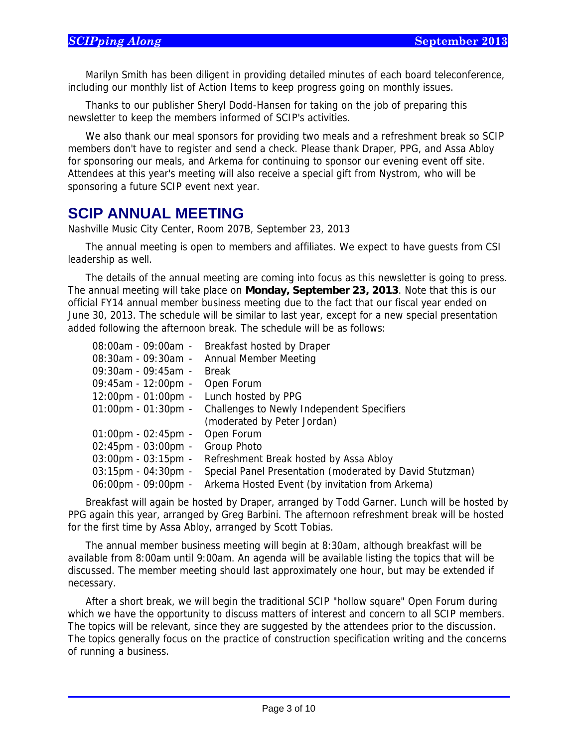Marilyn Smith has been diligent in providing detailed minutes of each board teleconference, including our monthly list of Action Items to keep progress going on monthly issues.

Thanks to our publisher Sheryl Dodd-Hansen for taking on the job of preparing this newsletter to keep the members informed of SCIP's activities.

We also thank our meal sponsors for providing two meals and a refreshment break so SCIP members don't have to register and send a check. Please thank Draper, PPG, and Assa Abloy for sponsoring our meals, and Arkema for continuing to sponsor our evening event off site. Attendees at this year's meeting will also receive a special gift from Nystrom, who will be sponsoring a future SCIP event next year.

## SCIP ANNUAL MEETING

Nashville Music City Center, Room 207B, September 23, 2013

The annual meeting is open to members and affiliates. We expect to have guests from CSI leadership as well.

The details of the annual meeting are coming into focus as this newsletter is going to press. The annual meeting will take place on **Monday, September 23, 2013**. Note that this is our official FY14 annual member business meeting due to the fact that our fiscal year ended on June 30, 2013. The schedule will be similar to last year, except for a new special presentation added following the afternoon break. The schedule will be as follows:

- 08:00am - 09:00am - Breakfast hosted by Draper
- 08:30am - 09:30am - Annual Member Meeting
- 09:30am - 09:45am - Break
- 09:45am - 12:00pm - Open Forum
- 12:00pm - 01:00pm - Lunch hosted by PPG
- 01:00pm - 01:30pm - Challenges to Newly Independent Specifiers (moderated by Peter Jordan)
- 01:00pm - 02:45pm - Open Forum
- 02:45pm - 03:00pm - Group Photo
- 03:00pm - 03:15pm - Refreshment Break hosted by Assa Abloy
- 03:15pm - 04:30pm - Special Panel Presentation (moderated by David Stutzman)
- 06:00pm - 09:00pm - Arkema Hosted Event (by invitation from Arkema)

Breakfast will again be hosted by Draper, arranged by Todd Garner. Lunch will be hosted by PPG again this year, arranged by Greg Barbini. The afternoon refreshment break will be hosted for the first time by Assa Abloy, arranged by Scott Tobias.

The annual member business meeting will begin at 8:30am, although breakfast will be available from 8:00am until 9:00am. An agenda will be available listing the topics that will be discussed. The member meeting should last approximately one hour, but may be extended if necessary.

After a short break, we will begin the traditional SCIP "hollow square" Open Forum during which we have the opportunity to discuss matters of interest and concern to all SCIP members. The topics will be relevant, since they are suggested by the attendees prior to the discussion. The topics generally focus on the practice of construction specification writing and the concerns of running a business.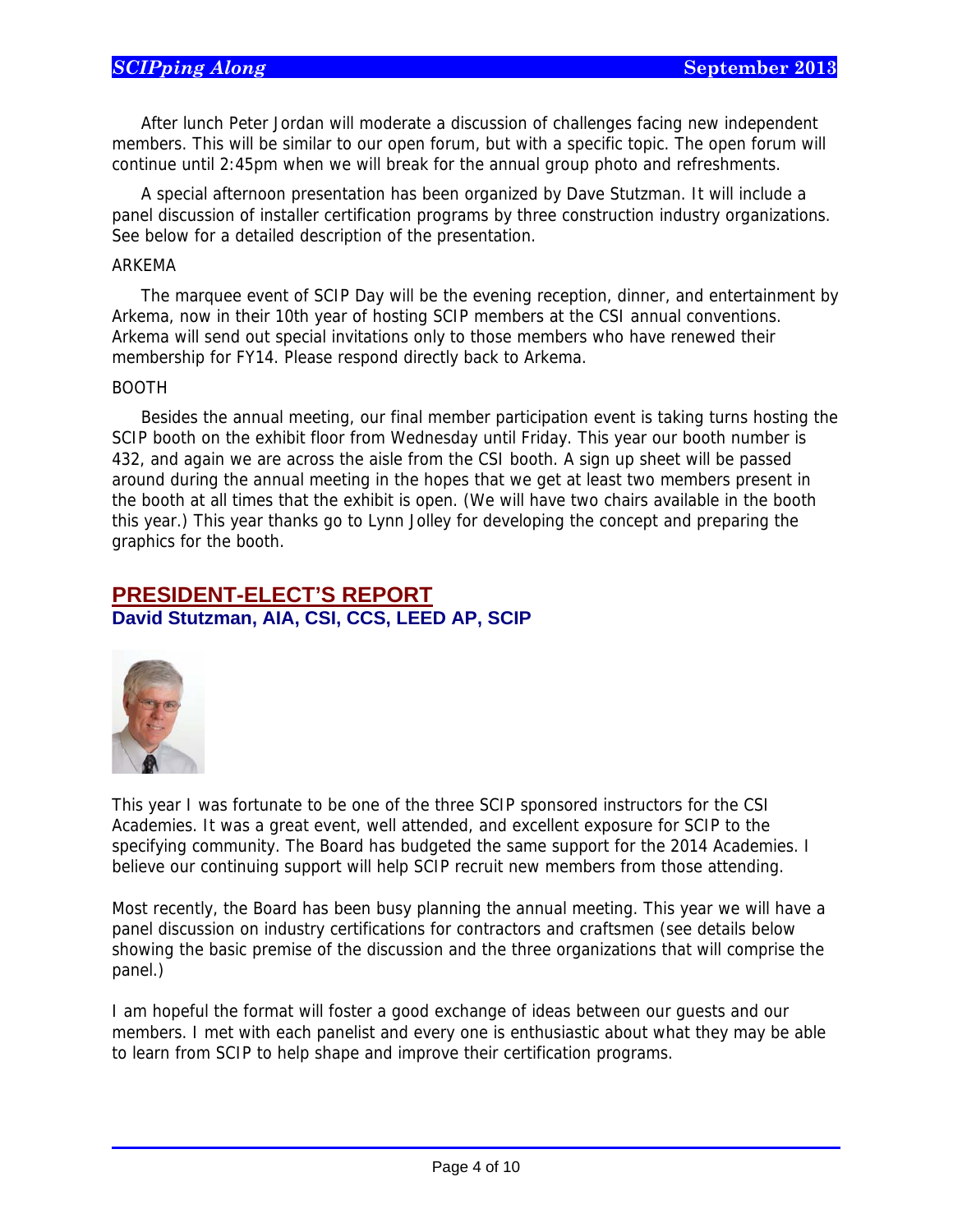After lunch Peter Jordan will moderate a discussion of challenges facing new independent members. This will be similar to our open forum, but with a specific topic. The open forum will continue until 2:45pm when we will break for the annual group photo and refreshments.

A special afternoon presentation has been organized by Dave Stutzman. It will include a panel discussion of installer certification programs by three construction industry organizations. See below for a detailed description of the presentation.

ARKEMA

The marquee event of SCIP Day will be the evening reception, dinner, and entertainment by Arkema, now in their 10th year of hosting SCIP members at the CSI annual conventions. Arkema will send out special invitations only to those members who have renewed their membership for FY14. Please respond directly back to Arkema.

BOOTH

Besides the annual meeting, our final member participation event is taking turns hosting the SCIP booth on the exhibit floor from Wednesday until Friday. This year our booth number is 432, and again we are across the aisle from the CSI booth. A sign up sheet will be passed around during the annual meeting in the hopes that we get at least two members present in the booth at all times that the exhibit is open. (We will have two chairs available in the booth this year.) This year thanks go to Lynn Jolley for developing the concept and preparing the graphics for the booth.

## PRESIDENT-ELECT'S REPORT

### David Stutzman, AIA, CSI, CCS, LEED AP, SCIP

This year I was fortunate to be one of the three SCIP sponsored instructors for the CSI Academies. It was a great event, well attended, and excellent exposure for SCIP to the specifying community. The Board has budgeted the same support for the 2014 Academies. I believe our continuing support will help SCIP recruit new members from those attending.

Most recently, the Board has been busy planning the annual meeting. This year we will have a panel discussion on industry certifications for contractors and craftsmen (see details below showing the basic premise of the discussion and the three organizations that will comprise the panel.)

I am hopeful the format will foster a good exchange of ideas between our guests and our members. I met with each panelist and every one is enthusiastic about what they may be able to learn from SCIP to help shape and improve their certification programs.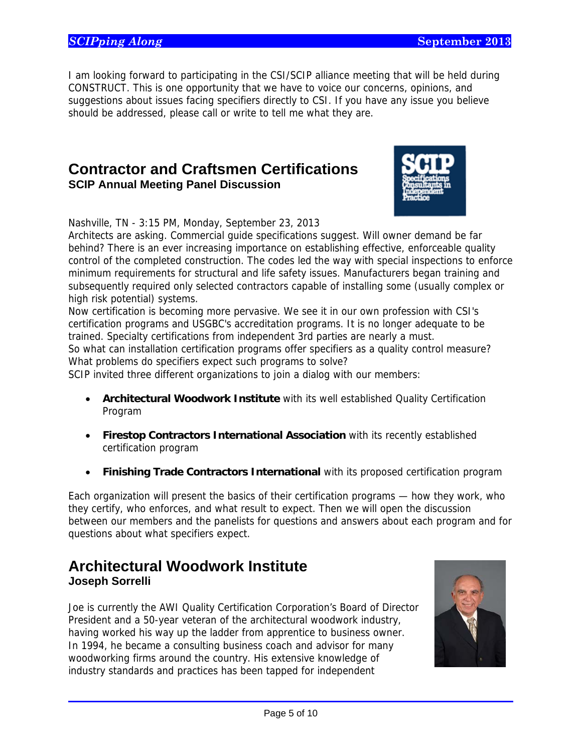I am looking forward to participating in the CSI/SCIP alliance meeting that will be held during CONSTRUCT. This is one opportunity that we have to voice our concerns, opinions, and suggestions about issues facing specifiers directly to CSI. If you have any issue you believe should be addressed, please call or write to tell me what they are.

## Contractor and Craftsmen Certifications

### SCIP Annual Meeting Panel Discussion

Nashville, TN - 3:15 PM, Monday, September 23, 2013

Architects are asking. Commercial guide specifications suggest. Will owner demand be far behind? There is an ever increasing importance on establishing effective, enforceable quality control of the completed construction. The codes led the way with special inspections to enforce minimum requirements for structural and life safety issues. Manufacturers began training and subsequently required only selected contractors capable of installing some (usually complex or high risk potential) systems.

Now certification is becoming more pervasive. We see it in our own profession with CSI's certification programs and USGBC's accreditation programs. It is no longer adequate to be trained. Specialty certifications from independent 3rd parties are nearly a must.

So what can installation certification programs offer specifiers as a quality control measure? What problems do specifiers expect such programs to solve?

SCIP invited three different organizations to join a dialog with our members:

- **Architectural Woodwork Institute** with its well established Quality Certification Program
- **Firestop Contractors International Association** with its recently established certification program
- **Finishing Trade Contractors International** with its proposed certification program

Each organization will present the basics of their certification programs — how they work, who they certify, who enforces, and what result to expect. Then we will open the discussion between our members and the panelists for questions and answers about each program and for questions about what specifiers expect.

## Architectural Woodwork Institute

### Joseph Sorrelli

Joe is currently the AWI Quality Certification Corporation's Board of Director President and a 50-year veteran of the architectural woodwork industry, having worked his way up the ladder from apprentice to business owner. In 1994, he became a consulting business coach and advisor for many woodworking firms around the country. His extensive knowledge of industry standards and practices has been tapped for independent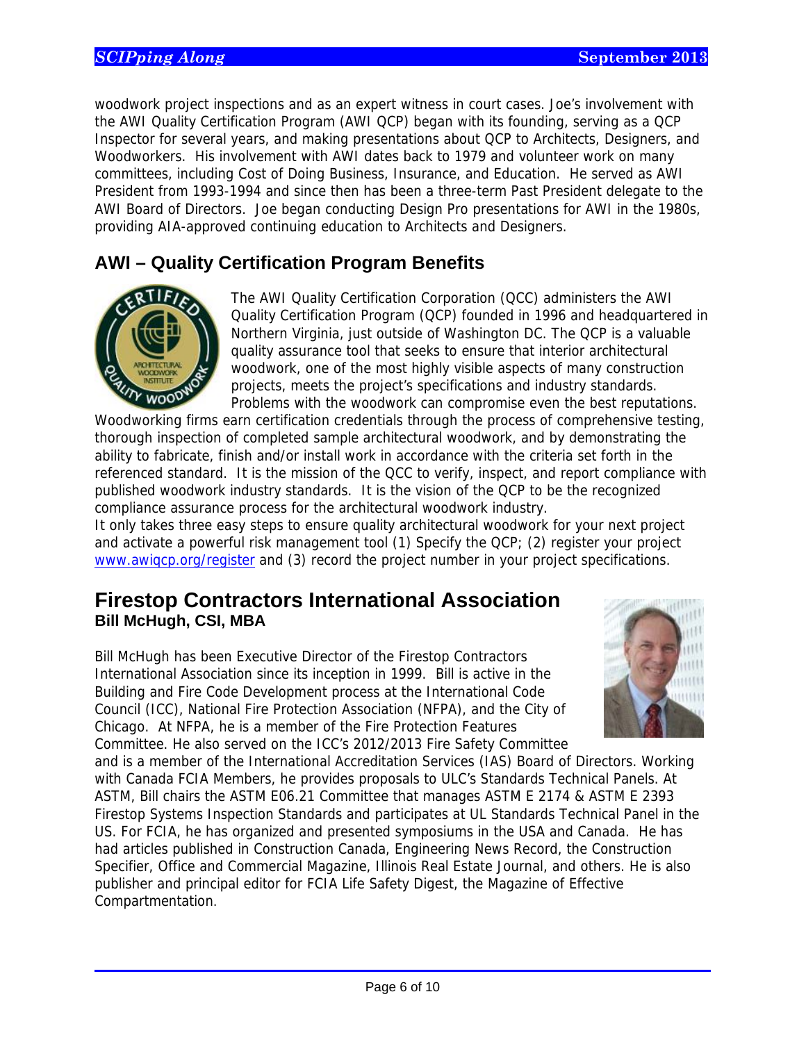woodwork project inspections and as an expert witness in court cases. Joe's involvement with the AWI Quality Certification Program (AWI QCP) began with its founding, serving as a QCP Inspector for several years, and making presentations about QCP to Architects, Designers, and Woodworkers. His involvement with AWI dates back to 1979 and volunteer work on many committees, including Cost of Doing Business, Insurance, and Education. He served as AWI President from 1993-1994 and since then has been a three-term Past President delegate to the AWI Board of Directors. Joe began conducting Design Pro presentations for AWI in the 1980s, providing AIA-approved continuing education to Architects and Designers.

## AWI – Quality Certification Program Benefits

The AWI Quality Certification Corporation (QCC) administers the AWI Quality Certification Program (QCP) founded in 1996 and headquartered in Northern Virginia, just outside of Washington DC. The QCP is a valuable quality assurance tool that seeks to ensure that interior architectural woodwork, one of the most highly visible aspects of many construction projects, meets the project's specifications and industry standards. Problems with the woodwork can compromise even the best reputations. Woodworking firms earn certification credentials through the process of comprehensive testing, thorough inspection of completed sample architectural woodwork, and by demonstrating the ability to fabricate, finish and/or install work in accordance with the criteria set forth in the referenced standard. It is the mission of the QCC to verify, inspect, and report compliance with published woodwork industry standards. It is the vision of the QCP to be the recognized compliance assurance process for the architectural woodwork industry.

It only takes three easy steps to ensure quality architectural woodwork for your next project and activate a powerful risk management tool (1) Specify the QCP; (2) register your project www.awiqcp.org/register and (3) record the project number in your project specifications.

# Firestop Contractors International Association

**Bill McHugh, CSI, MBA**

Bill McHugh has been Executive Director of the Firestop Contractors International Association since its inception in 1999. Bill is active in the Building and Fire Code Development process at the International Code Council (ICC), National Fire Protection Association (NFPA), and the City of Chicago. At NFPA, he is a member of the Fire Protection Features Committee. He also served on the ICC's 2012/2013 Fire Safety Committee and is a member of the International Accreditation Services (IAS) Board of Directors. Working with Canada FCIA Members, he provides proposals to ULC's Standards Technical Panels. At ASTM, Bill chairs the ASTM E06.21 Committee that manages ASTM E 2174 & ASTM E 2393 Firestop Systems Inspection Standards and participates at UL Standards Technical Panel in the US. For FCIA, he has organized and presented symposiums in the USA and Canada. He has had articles published in Construction Canada, Engineering News Record, the Construction Specifier, Office and Commercial Magazine, Illinois Real Estate Journal, and others. He is also publisher and principal editor for FCIA Life Safety Digest, the Magazine of Effective Compartmentation.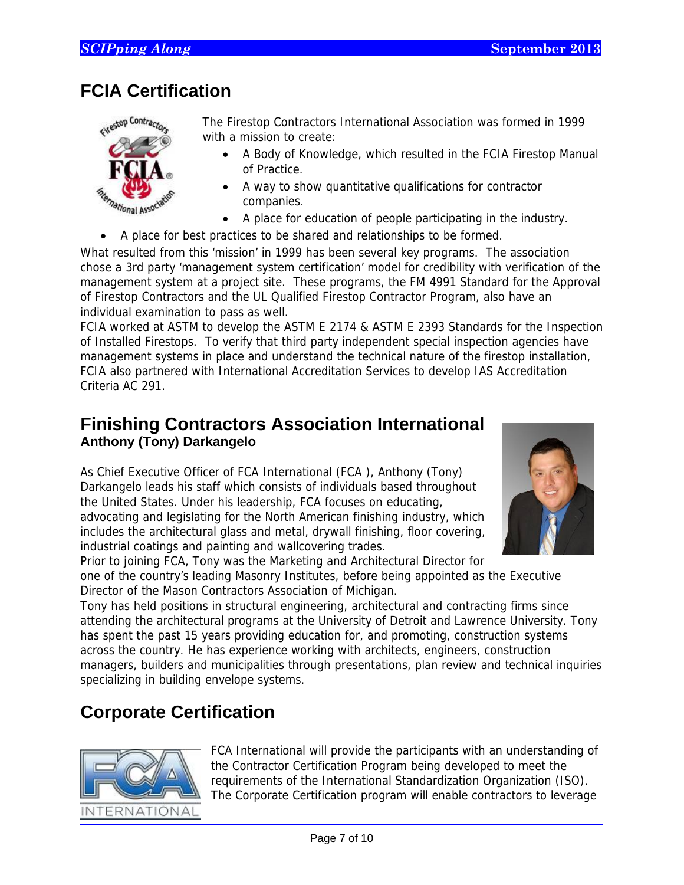## FCIA Certification

The Firestop Contractors International Association was formed in 1999 with a mission to create:

- A Body of Knowledge, which resulted in the FCIA Firestop Manual of Practice.
- A way to show quantitative qualifications for contractor companies.
- A place for education of people participating in the industry.
- A place for best practices to be shared and relationships to be formed.

What resulted from this 'mission' in 1999 has been several key programs. The association chose a 3rd party 'management system certification' model for credibility with verification of the management system at a project site. These programs, the FM 4991 Standard for the Approval of Firestop Contractors and the UL Qualified Firestop Contractor Program, also have an individual examination to pass as well.

FCIA worked at ASTM to develop the ASTM E 2174 & ASTM E 2393 Standards for the Inspection of Installed Firestops. To verify that third party independent special inspection agencies have management systems in place and understand the technical nature of the firestop installation, FCIA also partnered with International Accreditation Services to develop IAS Accreditation Criteria AC 291.

## Finishing Contractors Association International

**Anthony (Tony) Darkangelo**

As Chief Executive Officer of FCA International (FCA ), Anthony (Tony) Darkangelo leads his staff which consists of individuals based throughout the United States. Under his leadership, FCA focuses on educating, advocating and legislating for the North American finishing industry, which includes the architectural glass and metal, drywall finishing, floor covering, industrial coatings and painting and wallcovering trades.

Prior to joining FCA, Tony was the Marketing and Architectural Director for one of the country's leading Masonry Institutes, before being appointed as the Executive Director of the Mason Contractors Association of Michigan.

Tony has held positions in structural engineering, architectural and contracting firms since attending the architectural programs at the University of Detroit and Lawrence University. Tony has spent the past 15 years providing education for, and promoting, construction systems across the country. He has experience working with architects, engineers, construction managers, builders and municipalities through presentations, plan review and technical inquiries specializing in building envelope systems.

## Corporate Certification

FCA International will provide the participants with an understanding of the Contractor Certification Program being developed to meet the requirements of the International Standardization Organization (ISO). The Corporate Certification program will enable contractors to leverage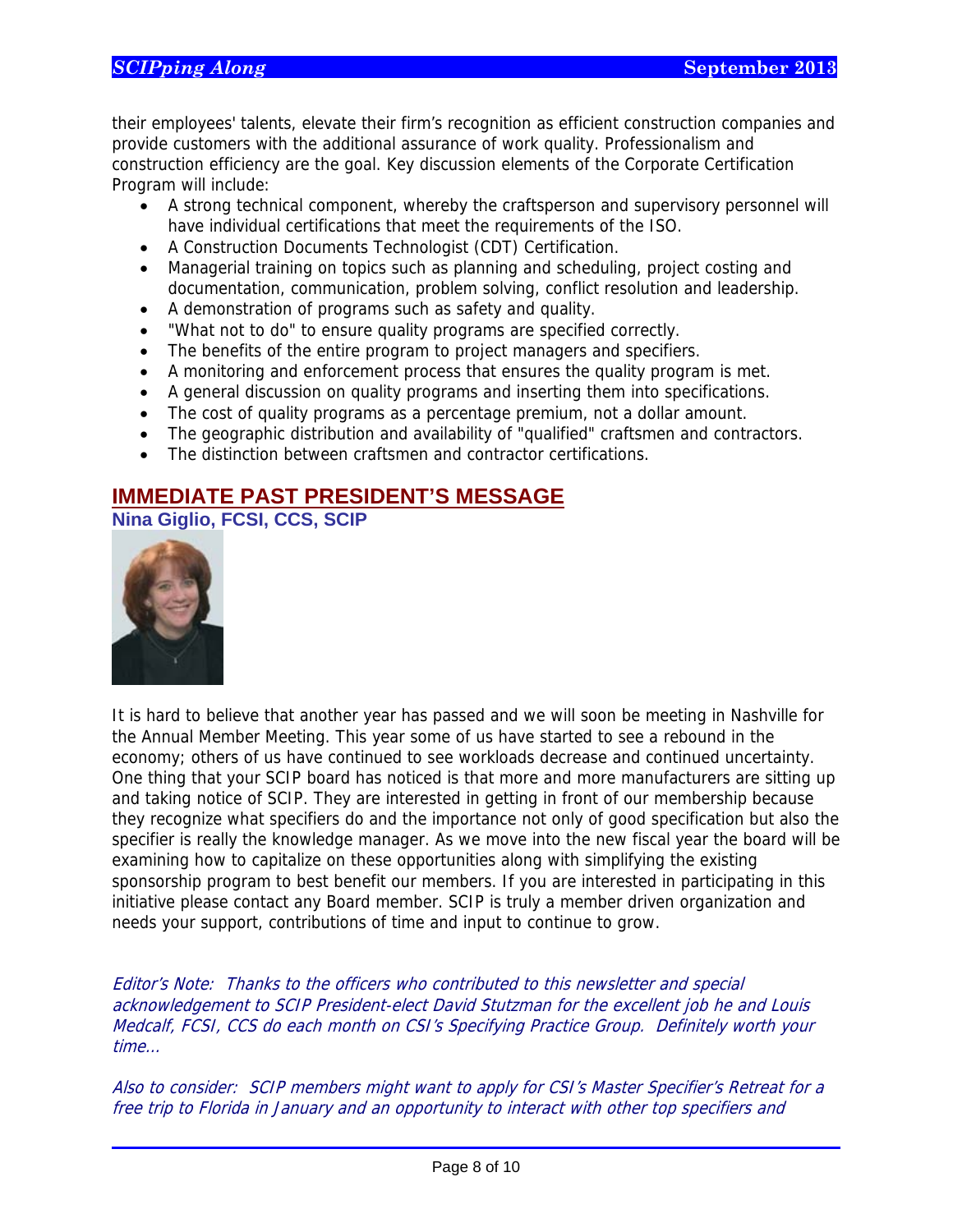their employees' talents, elevate their firm's recognition as efficient construction companies and provide customers with the additional assurance of work quality. Professionalism and construction efficiency are the goal. Key discussion elements of the Corporate Certification Program will include:

- A strong technical component, whereby the craftsperson and supervisory personnel will have individual certifications that meet the requirements of the ISO.
- A Construction Documents Technologist (CDT) Certification.
- Managerial training on topics such as planning and scheduling, project costing and documentation, communication, problem solving, conflict resolution and leadership.
- A demonstration of programs such as safety and quality.
- "What not to do" to ensure quality programs are specified correctly.
- The benefits of the entire program to project managers and specifiers.
- A monitoring and enforcement process that ensures the quality program is met.
- A general discussion on quality programs and inserting them into specifications.
- The cost of quality programs as a percentage premium, not a dollar amount.
- The geographic distribution and availability of "qualified" craftsmen and contractors.
- The distinction between craftsmen and contractor certifications.

## IMMEDIATE PAST PRESIDENT'S MESSAGE

**Nina Giglio, FCSI, CCS, SCIP**

It is hard to believe that another year has passed and we will soon be meeting in Nashville for the Annual Member Meeting. This year some of us have started to see a rebound in the economy; others of us have continued to see workloads decrease and continued uncertainty. One thing that your SCIP board has noticed is that more and more manufacturers are sitting up and taking notice of SCIP. They are interested in getting in front of our membership because they recognize what specifiers do and the importance not only of good specification but also the specifier is really the knowledge manager. As we move into the new fiscal year the board will be examining how to capitalize on these opportunities along with simplifying the existing sponsorship program to best benefit our members. If you are interested in participating in this initiative please contact any Board member. SCIP is truly a member driven organization and needs your support, contributions of time and input to continue to grow.

*Editor's Note: Thanks to the officers who contributed to this newsletter and special acknowledgement to SCIP President-elect David Stutzman for the excellent job he and Louis Medcalf, FCSI, CCS do each month on CSI's Specifying Practice Group. Definitely worth your time…*

*Also to consider: SCIP members might want to apply for CSI's Master Specifier's Retreat for a free trip to Florida in January and an opportunity to interact with other top specifiers and*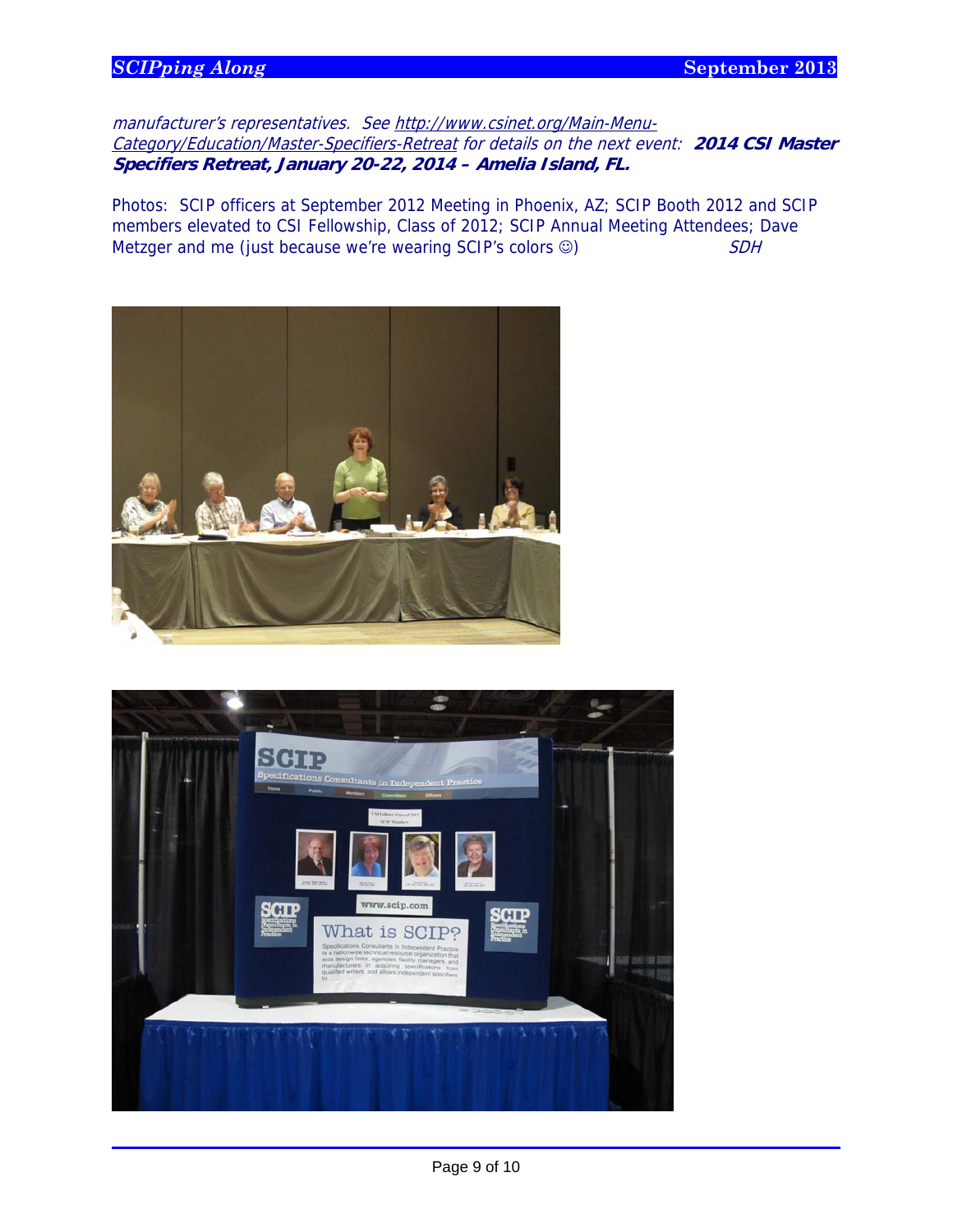*manufacturer's representatives. See [http://www.csinet.org/Main-Menu-Category/Education/Master-Specifiers-Retreat](http://www.csinet.org/Main-Menu-Category/Education/Master-Specifiers-Retreat) for details on the next event:* ***2014 CSI Master Specifiers Retreat, January 20-22, 2014 – Amelia Island, FL.***

Photos: SCIP officers at September 2012 Meeting in Phoenix, AZ; SCIP Booth 2012 and SCIP members elevated to CSI Fellowship, Class of 2012; SCIP Annual Meeting Attendees; Dave Metzger and me (just because we're wearing SCIP's colors ☺) *SDH*